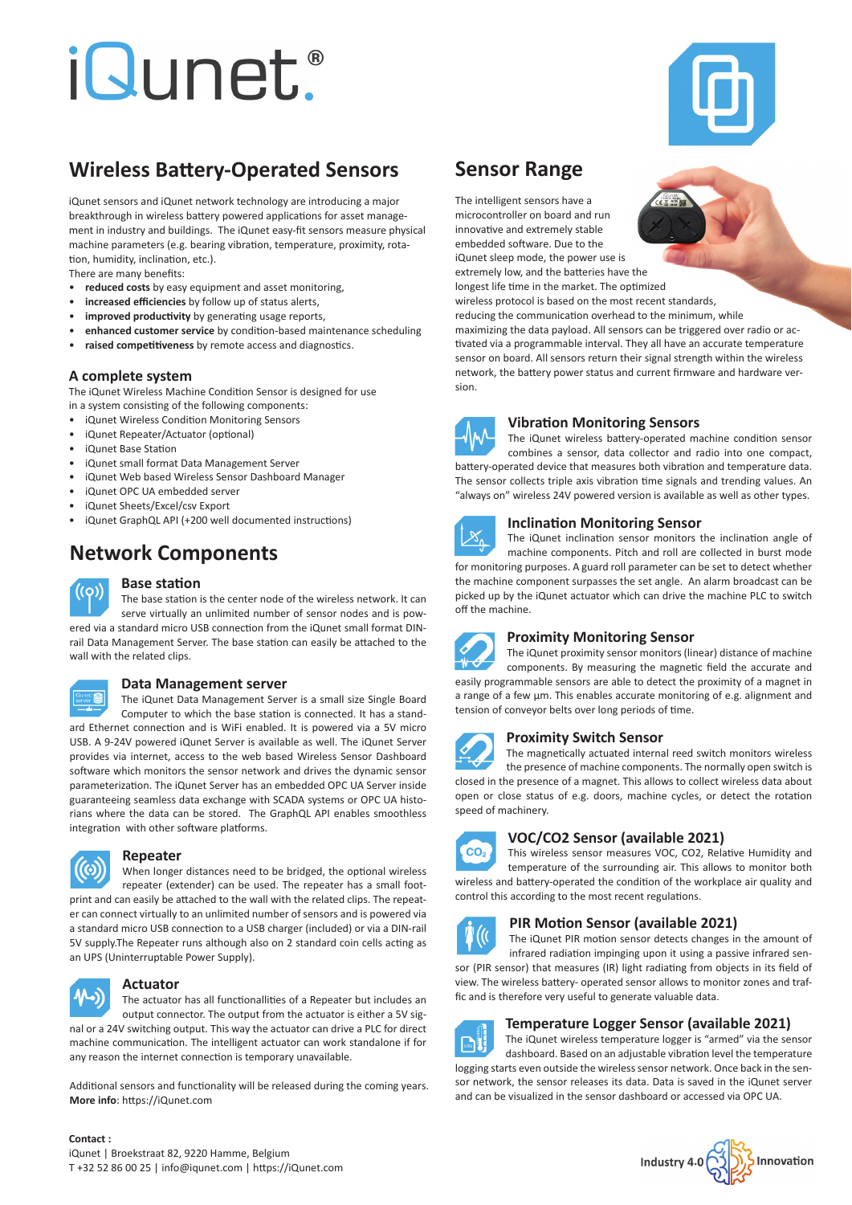# iQunet®

## Wireless Battery-Operated Sensors

iQunet sensors and iQunet network technology are introducing a major breakthrough in wireless battery powered applications for asset management in industry and buildings. The iQunet easy-fit sensors measure physical machine parameters (e.g. bearing vibration, temperature, proximity, rotation, humidity, inclination, etc.).

There are many benefits:

- **reduced costs** by easy equipment and asset monitoring,
- **increased efficiencies** by follow up of status alerts,
- **improved productivity** by generating usage reports,
- **enhanced customer service** by condition-based maintenance scheduling
- **raised competitiveness** by remote access and diagnostics.

### A complete system

The iQunet Wireless Machine Condition Sensor is designed for use in a system consisting of the following components:

- iQunet Wireless Condition Monitoring Sensors
- iQunet Repeater/Actuator (optional)
- iQunet Base Station
- iQunet small format Data Management Server
- iQunet Web based Wireless Sensor Dashboard Manager
- iQunet OPC UA embedded server
- iQunet Sheets/Excel/csv Export
- iQunet GraphQL API (+200 well documented instructions)

## Network Components

### Base station

The base station is the center node of the wireless network. It can serve virtually an unlimited number of sensor nodes and is powered via a standard micro USB connection from the iQunet small format DIN-rail Data Management Server. The base station can easily be attached to the wall with the related clips.

### Data Management server

The iQunet Data Management Server is a small size Single Board Computer to which the base station is connected. It has a standard Ethernet connection and is WiFi enabled. It is powered via a 5V micro USB. A 9-24V powered iQunet Server is available as well. The iQunet Server provides via internet, access to the web based Wireless Sensor Dashboard software which monitors the sensor network and drives the dynamic sensor parameterization. The iQunet Server has an embedded OPC UA Server inside guaranteeing seamless data exchange with SCADA systems or OPC UA historians where the data can be stored. The GraphQL API enables smoothless integration with other software platforms.

### Repeater

When longer distances need to be bridged, the optional wireless repeater (extender) can be used. The repeater has a small footprint and can easily be attached to the wall with the related clips. The repeater can connect virtually to an unlimited number of sensors and is powered via a standard micro USB connection to a USB charger (included) or via a DIN-rail 5V supply.The Repeater runs although also on 2 standard coin cells acting as an UPS (Uninterruptable Power Supply).

### Actuator

The actuator has all functionallities of a Repeater but includes an output connector. The output from the actuator is either a 5V signal or a 24V switching output. This way the actuator can drive a PLC for direct machine communication. The intelligent actuator can work standalone if for any reason the internet connection is temporary unavailable.

Additional sensors and functionality will be released during the coming years.
**More info**: https://iQunet.com

## Sensor Range

The intelligent sensors have a microcontroller on board and run innovative and extremely stable embedded software. Due to the iQunet sleep mode, the power use is extremely low, and the batteries have the longest life time in the market. The optimized wireless protocol is based on the most recent standards, reducing the communication overhead to the minimum, while maximizing the data payload. All sensors can be triggered over radio or activated via a programmable interval. They all have an accurate temperature sensor on board. All sensors return their signal strength within the wireless network, the battery power status and current firmware and hardware version.

### Vibration Monitoring Sensors

The iQunet wireless battery-operated machine condition sensor combines a sensor, data collector and radio into one compact, battery-operated device that measures both vibration and temperature data. The sensor collects triple axis vibration time signals and trending values. An "always on" wireless 24V powered version is available as well as other types.

### Inclination Monitoring Sensor

The iQunet inclination sensor monitors the inclination angle of machine components. Pitch and roll are collected in burst mode for monitoring purposes. A guard roll parameter can be set to detect whether the machine component surpasses the set angle. An alarm broadcast can be picked up by the iQunet actuator which can drive the machine PLC to switch off the machine.

### Proximity Monitoring Sensor

The iQunet proximity sensor monitors (linear) distance of machine components. By measuring the magnetic field the accurate and easily programmable sensors are able to detect the proximity of a magnet in a range of a few µm. This enables accurate monitoring of e.g. alignment and tension of conveyor belts over long periods of time.

### Proximity Switch Sensor

The magnetically actuated internal reed switch monitors wireless the presence of machine components. The normally open switch is closed in the presence of a magnet. This allows to collect wireless data about open or close status of e.g. doors, machine cycles, or detect the rotation speed of machinery.

### VOC/CO2 Sensor (available 2021)

This wireless sensor measures VOC, $CO_2$, Relative Humidity and temperature of the surrounding air. This allows to monitor both wireless and battery-operated the condition of the workplace air quality and control this according to the most recent regulations.

### PIR Motion Sensor (available 2021)

The iQunet PIR motion sensor detects changes in the amount of infrared radiation impinging upon it using a passive infrared sensor (PIR sensor) that measures (IR) light radiating from objects in its field of view. The wireless battery- operated sensor allows to monitor zones and traffic and is therefore very useful to generate valuable data.

### Temperature Logger Sensor (available 2021)

The iQunet wireless temperature logger is "armed" via the sensor dashboard. Based on an adjustable vibration level the temperature logging starts even outside the wireless sensor network. Once back in the sensor network, the sensor releases its data. Data is saved in the iQunet server and can be visualized in the sensor dashboard or accessed via OPC UA.

**Contact :**
iQunet | Broekstraat 82, 9220 Hamme, Belgium
T +32 52 86 00 25 | info@iqunet.com | https://iQunet.com

Industry 4.0 Innovation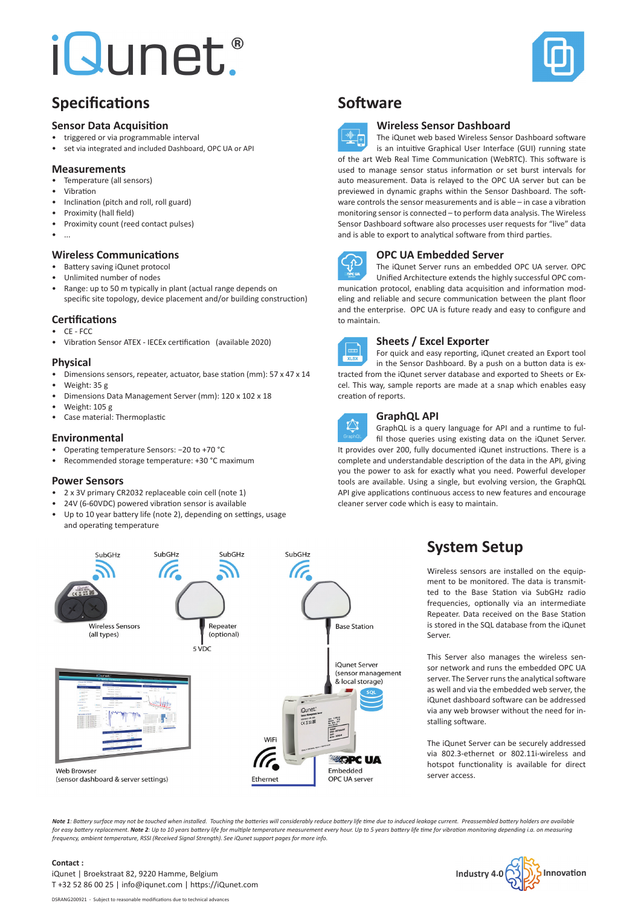# iQunet®

## Specifications

### Sensor Data Acquisition

- triggered or via programmable interval
- set via integrated and included Dashboard, OPC UA or API

### Measurements

- Temperature (all sensors)
- Vibration
- Inclination (pitch and roll, roll guard)
- Proximity (hall field)
- Proximity count (reed contact pulses)
- ...

### Wireless Communications

- Battery saving iQunet protocol
- Unlimited number of nodes
- Range: up to 50 m typically in plant (actual range depends on specific site topology, device placement and/or building construction)

### Certifications

- CE - FCC
- Vibration Sensor ATEX - IECEx certification (available 2020)

### Physical

- Dimensions sensors, repeater, actuator, base station (mm): 57 x 47 x 14
- Weight: 35 g
- Dimensions Data Management Server (mm): 120 x 102 x 18
- Weight: 105 g
- Case material: Thermoplastic

### Environmental

- Operating temperature Sensors: −20 to +70 °C
- Recommended storage temperature: +30 °C maximum

### Power Sensors

- 2 x 3V primary CR2032 replaceable coin cell (note 1)
- 24V (6-60VDC) powered vibration sensor is available
- Up to 10 year battery life (note 2), depending on settings, usage and operating temperature

## Software

### Wireless Sensor Dashboard

The iQunet web based Wireless Sensor Dashboard software is an intuitive Graphical User Interface (GUI) running state of the art Web Real Time Communication (WebRTC). This software is used to manage sensor status information or set burst intervals for auto measurement. Data is relayed to the OPC UA server but can be previewed in dynamic graphs within the Sensor Dashboard. The software controls the sensor measurements and is able – in case a vibration monitoring sensor is connected – to perform data analysis. The Wireless Sensor Dashboard software also processes user requests for "live" data and is able to export to analytical software from third parties.

### OPC UA Embedded Server

The iQunet Server runs an embedded OPC UA server. OPC Unified Architecture extends the highly successful OPC communication protocol, enabling data acquisition and information modeling and reliable and secure communication between the plant floor and the enterprise. OPC UA is future ready and easy to configure and to maintain.

### Sheets / Excel Exporter

For quick and easy reporting, iQunet created an Export tool in the Sensor Dashboard. By a push on a button data is extracted from the iQunet server database and exported to Sheets or Excel. This way, sample reports are made at a snap which enables easy creation of reports.

### GraphQL API

GraphQL is a query language for API and a runtime to fulfil those queries using existing data on the iQunet Server. It provides over 200, fully documented iQunet instructions. There is a complete and understandable description of the data in the API, giving you the power to ask for exactly what you need. Powerful developer tools are available. Using a single, but evolving version, the GraphQL API give applications continuous access to new features and encourage cleaner server code which is easy to maintain.

SubGHz
SubGHz
SubGHz
SubGHz
Wireless Sensors (all types)
Repeater (optional)
5 VDC
Base Station
iQunet Server (sensor management & local storage)
SQL
WiFi
Ethernet
Embedded OPC UA server
Web Browser (sensor dashboard & server settings)

## System Setup

Wireless sensors are installed on the equipment to be monitored. The data is transmitted to the Base Station via SubGHz radio frequencies, optionally via an intermediate Repeater. Data received on the Base Station is stored in the SQL database from the iQunet Server.

This Server also manages the wireless sensor network and runs the embedded OPC UA server. The Server runs the analytical software as well and via the embedded web server, the iQunet dashboard software can be addressed via any web browser without the need for installing software.

The iQunet Server can be securely addressed via 802.3-ethernet or 802.11i-wireless and hotspot functionality is available for direct server access.

*__Note 1__: Battery surface may not be touched when installed. Touching the batteries will considerably reduce battery life time due to induced leakage current. Preassembled battery holders are available for easy battery replacement. __Note 2__: Up to 10 years battery life for multiple temperature measurement every hour. Up to 5 years battery life time for vibration monitoring depending i.a. on measuring frequency, ambient temperature, RSSI (Received Signal Strength). See iQunet support pages for more info.*

**Contact :**
iQunet | Broekstraat 82, 9220 Hamme, Belgium
T +32 52 86 00 25 | info@iqunet.com | https://iQunet.com

Industry 4.0 Innovation

DSRANG200921 - Subject to reasonable modifications due to technical advances